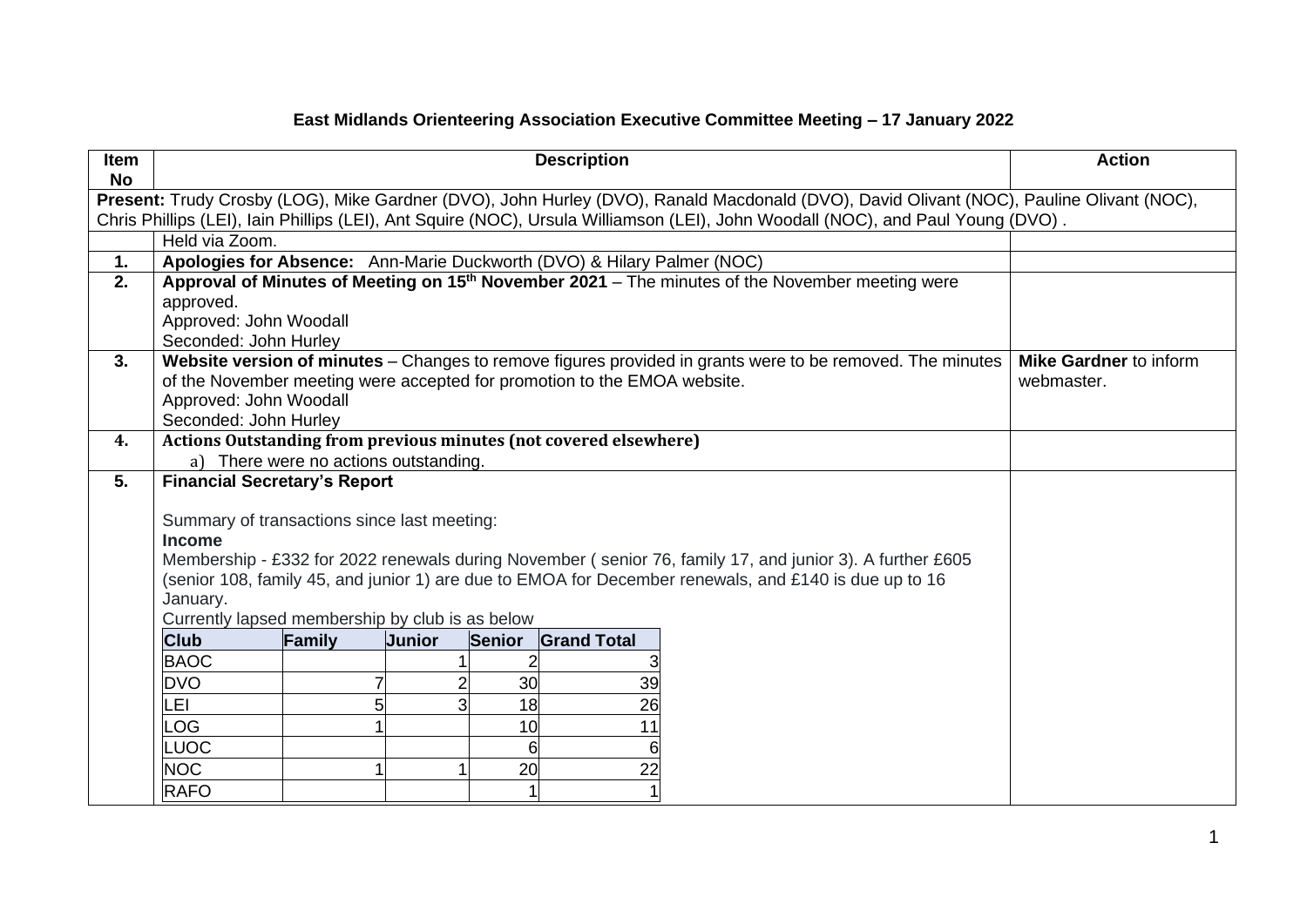# East Midlands Orienteering Association Executive Committee Meeting – 17 January 2022

| Item No | Description | Action |
|---|---|---|
| | **Present:** Trudy Crosby (LOG), Mike Gardner (DVO), John Hurley (DVO), Ranald Macdonald (DVO), David Olivant (NOC), Pauline Olivant (NOC), Chris Phillips (LEI), Iain Phillips (LEI), Ant Squire (NOC), Ursula Williamson (LEI), John Woodall (NOC), and Paul Young (DVO) . | |
| | Held via Zoom. | |
| **1.** | **Apologies for Absence:** Ann-Marie Duckworth (DVO) & Hilary Palmer (NOC) | |
| **2.** | **Approval of Minutes of Meeting on 15th November 2021** – The minutes of the November meeting were approved.<br>Approved: John Woodall<br>Seconded: John Hurley | |
| **3.** | **Website version of minutes** – Changes to remove figures provided in grants were to be removed. The minutes of the November meeting were accepted for promotion to the EMOA website.<br>Approved: John Woodall<br>Seconded: John Hurley | **Mike Gardner** to inform webmaster. |
| **4.** | **Actions Outstanding from previous minutes (not covered elsewhere)**<br>a) There were no actions outstanding. | |
| **5.** | **Financial Secretary's Report**<br><br>Summary of transactions since last meeting:<br>**Income**<br>Membership - £332 for 2022 renewals during November ( senior 76, family 17, and junior 3). A further £605 (senior 108, family 45, and junior 1) are due to EMOA for December renewals, and £140 is due up to 16 January.<br>Currently lapsed membership by club is as below | |

| Club | Family | Junior | Senior | Grand Total |
|---|---|---|---|---|
| BAOC | | 1 | 2 | 3 |
| DVO | 7 | 2 | 30 | 39 |
| LEI | 5 | 3 | 18 | 26 |
| LOG | 1 | | 10 | 11 |
| LUOC | | | 6 | 6 |
| NOC | 1 | 1 | 20 | 22 |
| RAFO | | | 1 | 1 |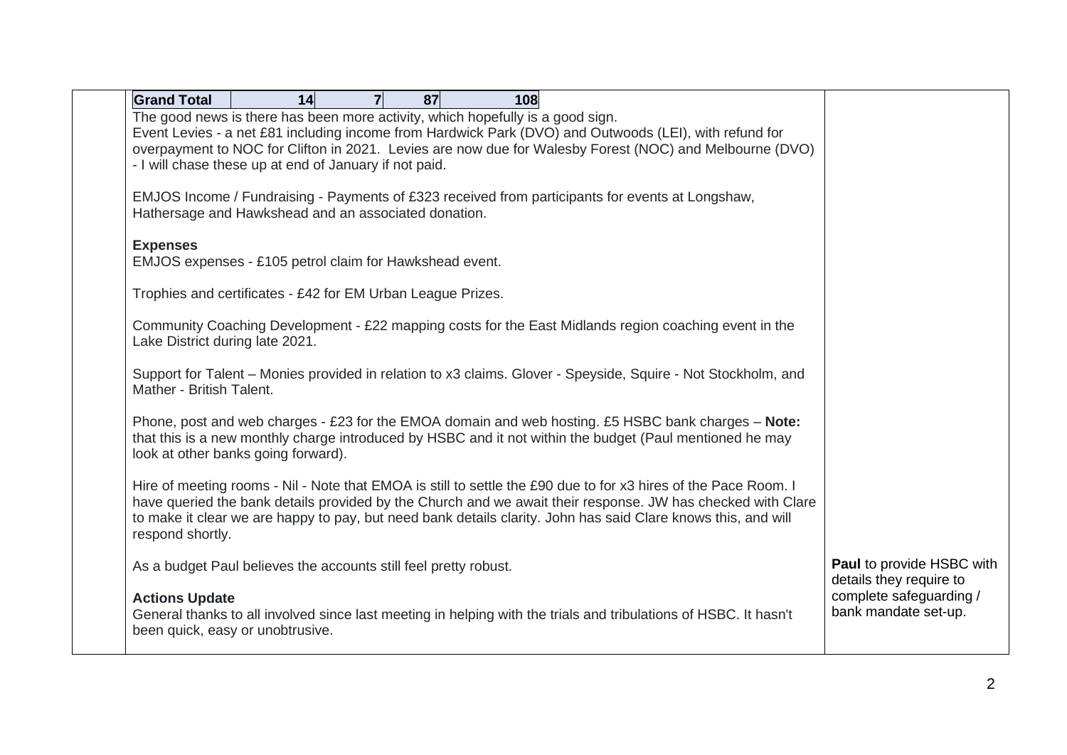| Grand Total | 14 | 7 | 87 | 108 |
|---|---|---|---|---|

The good news is there has been more activity, which hopefully is a good sign.
Event Levies - a net £81 including income from Hardwick Park (DVO) and Outwoods (LEI), with refund for overpayment to NOC for Clifton in 2021. Levies are now due for Walesby Forest (NOC) and Melbourne (DVO) - I will chase these up at end of January if not paid.

EMJOS Income / Fundraising - Payments of £323 received from participants for events at Longshaw, Hathersage and Hawkshead and an associated donation.

**Expenses**
EMJOS expenses - £105 petrol claim for Hawkshead event.

Trophies and certificates - £42 for EM Urban League Prizes.

Community Coaching Development - £22 mapping costs for the East Midlands region coaching event in the Lake District during late 2021.

Support for Talent – Monies provided in relation to x3 claims. Glover - Speyside, Squire - Not Stockholm, and Mather - British Talent.

Phone, post and web charges - £23 for the EMOA domain and web hosting. £5 HSBC bank charges – **Note:** that this is a new monthly charge introduced by HSBC and it not within the budget (Paul mentioned he may look at other banks going forward).

Hire of meeting rooms - Nil - Note that EMOA is still to settle the £90 due to for x3 hires of the Pace Room. I have queried the bank details provided by the Church and we await their response. JW has checked with Clare to make it clear we are happy to pay, but need bank details clarity. John has said Clare knows this, and will respond shortly.

As a budget Paul believes the accounts still feel pretty robust.

**Paul** to provide HSBC with details they require to complete safeguarding / bank mandate set-up.

**Actions Update**
General thanks to all involved since last meeting in helping with the trials and tribulations of HSBC. It hasn't been quick, easy or unobtrusive.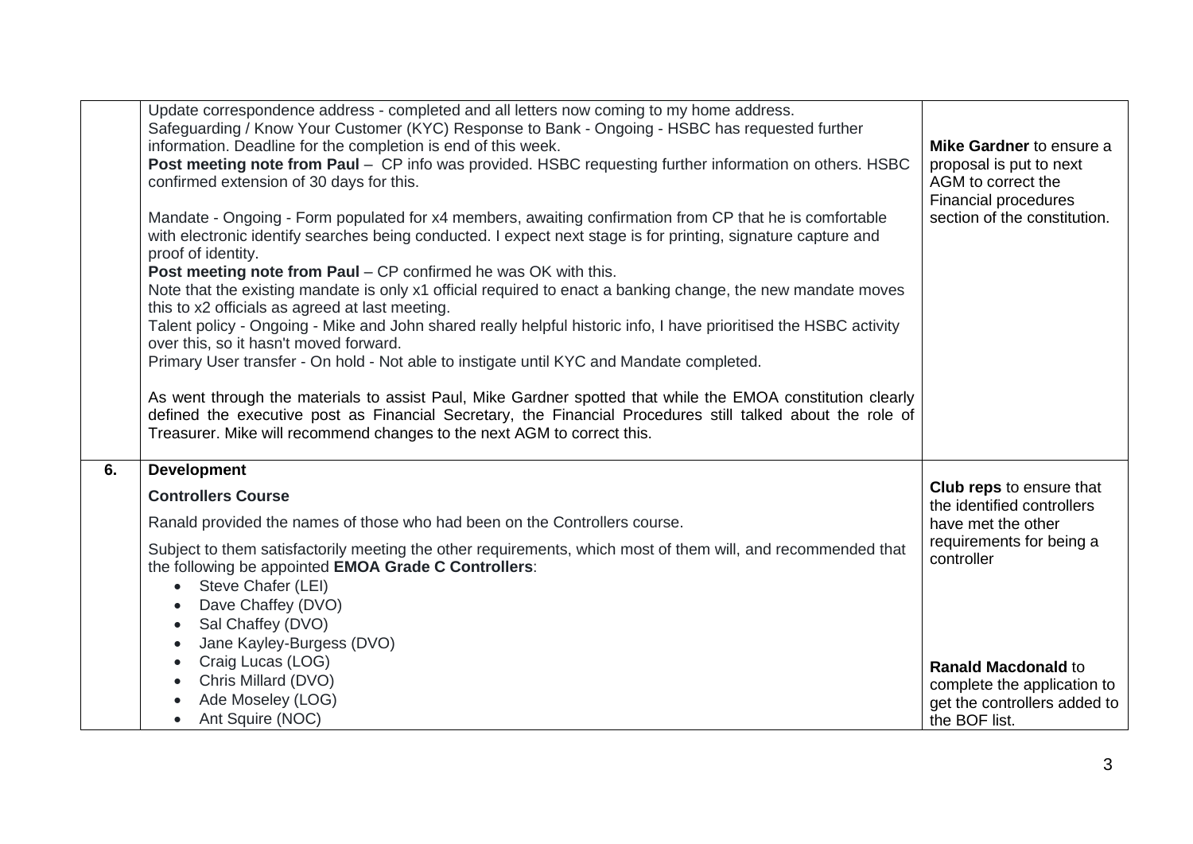| | | |
|---|---|---|
| | Update correspondence address - completed and all letters now coming to my home address.<br>Safeguarding / Know Your Customer (KYC) Response to Bank - Ongoing - HSBC has requested further information. Deadline for the completion is end of this week.<br>**Post meeting note from Paul** – CP info was provided. HSBC requesting further information on others. HSBC confirmed extension of 30 days for this.<br><br>Mandate - Ongoing - Form populated for x4 members, awaiting confirmation from CP that he is comfortable with electronic identify searches being conducted. I expect next stage is for printing, signature capture and proof of identity.<br>**Post meeting note from Paul** – CP confirmed he was OK with this.<br>Note that the existing mandate is only x1 official required to enact a banking change, the new mandate moves this to x2 officials as agreed at last meeting.<br>Talent policy - Ongoing - Mike and John shared really helpful historic info, I have prioritised the HSBC activity over this, so it hasn't moved forward.<br>Primary User transfer - On hold - Not able to instigate until KYC and Mandate completed.<br><br>As went through the materials to assist Paul, Mike Gardner spotted that while the EMOA constitution clearly defined the executive post as Financial Secretary, the Financial Procedures still talked about the role of Treasurer. Mike will recommend changes to the next AGM to correct this. | **Mike Gardner** to ensure a proposal is put to next AGM to correct the Financial procedures section of the constitution. |
| **6.** | **Development**<br><br>**Controllers Course**<br><br>Ranald provided the names of those who had been on the Controllers course.<br><br>Subject to them satisfactorily meeting the other requirements, which most of them will, and recommended that the following be appointed **EMOA Grade C Controllers**:<br>• Steve Chafer (LEI)<br>• Dave Chaffey (DVO)<br>• Sal Chaffey (DVO)<br>• Jane Kayley-Burgess (DVO)<br>• Craig Lucas (LOG)<br>• Chris Millard (DVO)<br>• Ade Moseley (LOG)<br>• Ant Squire (NOC) | **Club reps** to ensure that the identified controllers have met the other requirements for being a controller<br><br>**Ranald Macdonald** to complete the application to get the controllers added to the BOF list. |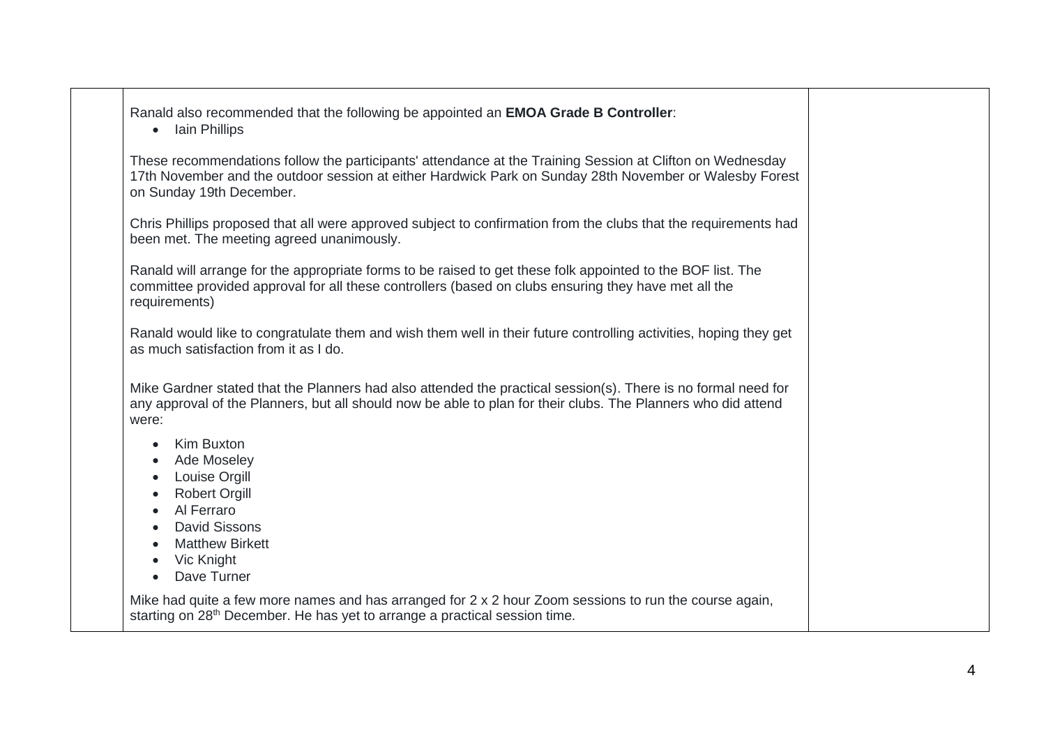Ranald also recommended that the following be appointed an **EMOA Grade B Controller**:

- Iain Phillips

These recommendations follow the participants' attendance at the Training Session at Clifton on Wednesday 17th November and the outdoor session at either Hardwick Park on Sunday 28th November or Walesby Forest on Sunday 19th December.

Chris Phillips proposed that all were approved subject to confirmation from the clubs that the requirements had been met. The meeting agreed unanimously.

Ranald will arrange for the appropriate forms to be raised to get these folk appointed to the BOF list. The committee provided approval for all these controllers (based on clubs ensuring they have met all the requirements)

Ranald would like to congratulate them and wish them well in their future controlling activities, hoping they get as much satisfaction from it as I do.

Mike Gardner stated that the Planners had also attended the practical session(s). There is no formal need for any approval of the Planners, but all should now be able to plan for their clubs. The Planners who did attend were:

- Kim Buxton
- Ade Moseley
- Louise Orgill
- Robert Orgill
- Al Ferraro
- David Sissons
- Matthew Birkett
- Vic Knight
- Dave Turner

Mike had quite a few more names and has arranged for 2 x 2 hour Zoom sessions to run the course again, starting on 28th December. He has yet to arrange a practical session time.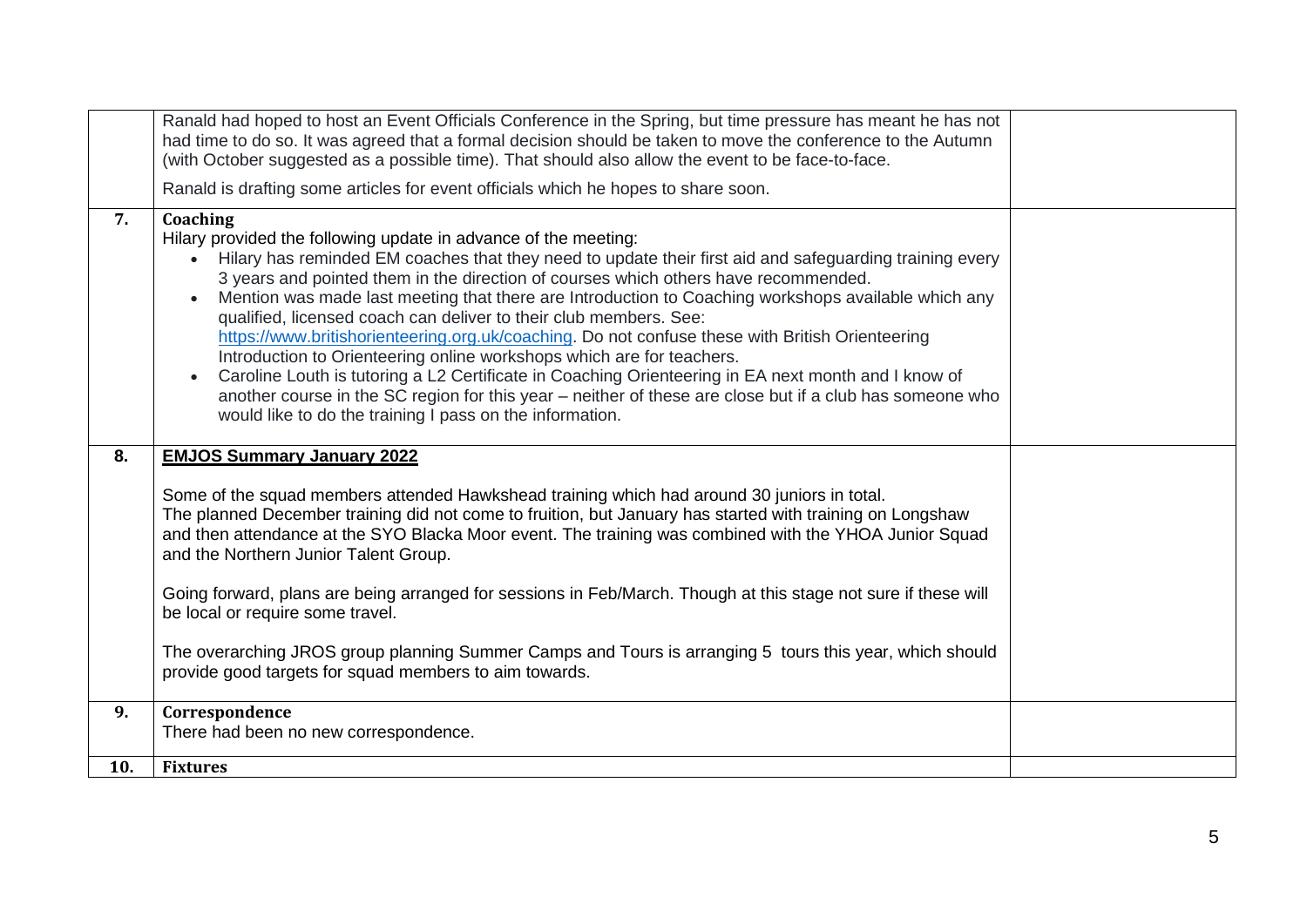| | | |
|---|---|---|
| | Ranald had hoped to host an Event Officials Conference in the Spring, but time pressure has meant he has not had time to do so. It was agreed that a formal decision should be taken to move the conference to the Autumn (with October suggested as a possible time). That should also allow the event to be face-to-face.<br><br>Ranald is drafting some articles for event officials which he hopes to share soon. | |
| **7.** | **Coaching**<br>Hilary provided the following update in advance of the meeting:<br>• Hilary has reminded EM coaches that they need to update their first aid and safeguarding training every 3 years and pointed them in the direction of courses which others have recommended.<br>• Mention was made last meeting that there are Introduction to Coaching workshops available which any qualified, licensed coach can deliver to their club members. See: [https://www.britishorienteering.org.uk/coaching](https://www.britishorienteering.org.uk/coaching). Do not confuse these with British Orienteering Introduction to Orienteering online workshops which are for teachers.<br>• Caroline Louth is tutoring a L2 Certificate in Coaching Orienteering in EA next month and I know of another course in the SC region for this year – neither of these are close but if a club has someone who would like to do the training I pass on the information. | |
| **8.** | **EMJOS Summary January 2022**<br><br>Some of the squad members attended Hawkshead training which had around 30 juniors in total.<br>The planned December training did not come to fruition, but January has started with training on Longshaw and then attendance at the SYO Blacka Moor event. The training was combined with the YHOA Junior Squad and the Northern Junior Talent Group.<br><br>Going forward, plans are being arranged for sessions in Feb/March. Though at this stage not sure if these will be local or require some travel.<br><br>The overarching JROS group planning Summer Camps and Tours is arranging 5 tours this year, which should provide good targets for squad members to aim towards. | |
| **9.** | **Correspondence**<br>There had been no new correspondence. | |
| **10.** | **Fixtures** | |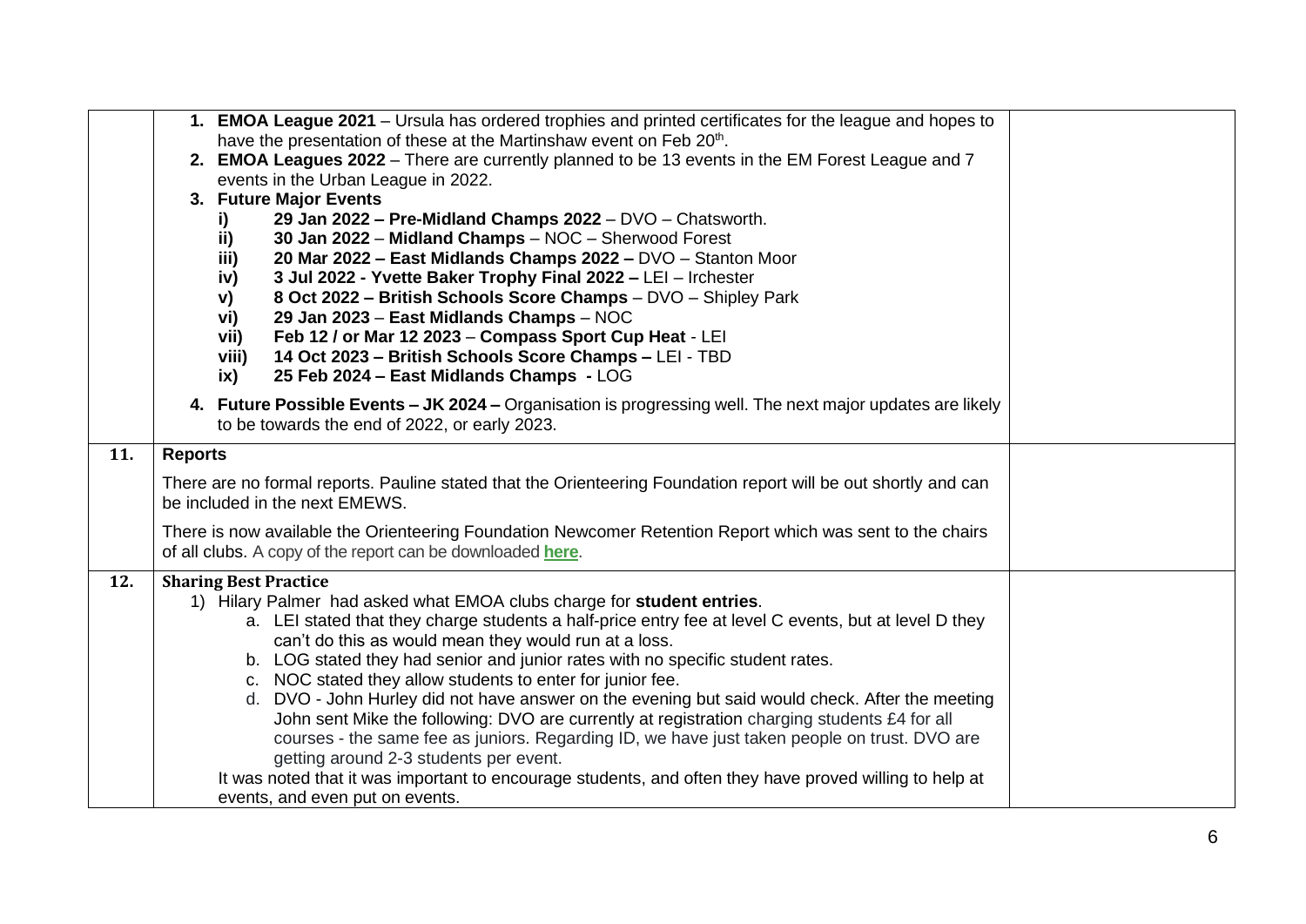| | | |
|---|---|---|
| | 1. **EMOA League 2021** – Ursula has ordered trophies and printed certificates for the league and hopes to have the presentation of these at the Martinshaw event on Feb 20th.<br>2. **EMOA Leagues 2022** – There are currently planned to be 13 events in the EM Forest League and 7 events in the Urban League in 2022.<br>3. **Future Major Events**<br>i) **29 Jan 2022 – Pre-Midland Champs 2022** – DVO – Chatsworth.<br>ii) **30 Jan 2022** – **Midland Champs** – NOC – Sherwood Forest<br>iii) **20 Mar 2022 – East Midlands Champs 2022 –** DVO – Stanton Moor<br>iv) **3 Jul 2022 - Yvette Baker Trophy Final 2022 –** LEI – Irchester<br>v) **8 Oct 2022 – British Schools Score Champs** – DVO – Shipley Park<br>vi) **29 Jan 2023** – **East Midlands Champs** – NOC<br>vii) **Feb 12 / or Mar 12 2023** – **Compass Sport Cup Heat** - LEI<br>viii) **14 Oct 2023 – British Schools Score Champs –** LEI - TBD<br>ix) **25 Feb 2024 – East Midlands Champs -** LOG<br>4. **Future Possible Events – JK 2024 –** Organisation is progressing well. The next major updates are likely to be towards the end of 2022, or early 2023. | |
| **11.** | **Reports**<br>There are no formal reports. Pauline stated that the Orienteering Foundation report will be out shortly and can be included in the next EMEWS.<br>There is now available the Orienteering Foundation Newcomer Retention Report which was sent to the chairs of all clubs. A copy of the report can be downloaded **here**. | |
| **12.** | **Sharing Best Practice**<br>1) Hilary Palmer had asked what EMOA clubs charge for **student entries**.<br>a. LEI stated that they charge students a half-price entry fee at level C events, but at level D they can't do this as would mean they would run at a loss.<br>b. LOG stated they had senior and junior rates with no specific student rates.<br>c. NOC stated they allow students to enter for junior fee.<br>d. DVO - John Hurley did not have answer on the evening but said would check. After the meeting John sent Mike the following: DVO are currently at registration charging students £4 for all courses - the same fee as juniors. Regarding ID, we have just taken people on trust. DVO are getting around 2-3 students per event.<br>It was noted that it was important to encourage students, and often they have proved willing to help at events, and even put on events. | |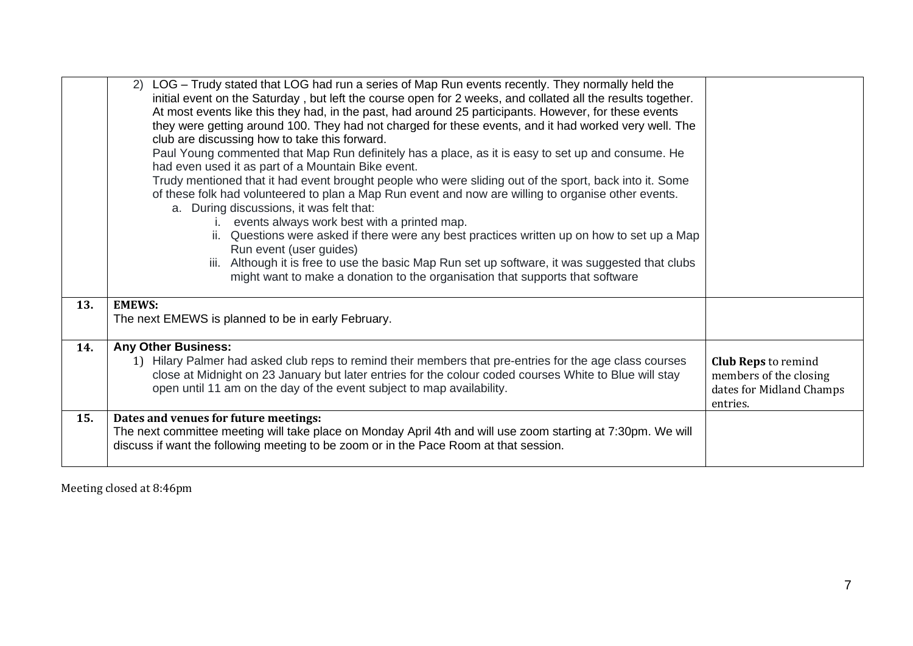| | | |
|---|---|---|
| | 2) LOG – Trudy stated that LOG had run a series of Map Run events recently. They normally held the initial event on the Saturday , but left the course open for 2 weeks, and collated all the results together. At most events like this they had, in the past, had around 25 participants. However, for these events they were getting around 100. They had not charged for these events, and it had worked very well. The club are discussing how to take this forward.<br>Paul Young commented that Map Run definitely has a place, as it is easy to set up and consume. He had even used it as part of a Mountain Bike event.<br>Trudy mentioned that it had event brought people who were sliding out of the sport, back into it. Some of these folk had volunteered to plan a Map Run event and now are willing to organise other events.<br>a. During discussions, it was felt that:<br>i. events always work best with a printed map.<br>ii. Questions were asked if there were any best practices written up on how to set up a Map Run event (user guides)<br>iii. Although it is free to use the basic Map Run set up software, it was suggested that clubs might want to make a donation to the organisation that supports that software | |
| **13.** | **EMEWS:**<br>The next EMEWS is planned to be in early February. | |
| **14.** | **Any Other Business:**<br>1) Hilary Palmer had asked club reps to remind their members that pre-entries for the age class courses close at Midnight on 23 January but later entries for the colour coded courses White to Blue will stay open until 11 am on the day of the event subject to map availability. | **Club Reps** to remind members of the closing dates for Midland Champs entries. |
| **15.** | **Dates and venues for future meetings:**<br>The next committee meeting will take place on Monday April 4th and will use zoom starting at 7:30pm. We will discuss if want the following meeting to be zoom or in the Pace Room at that session. | |

Meeting closed at 8:46pm